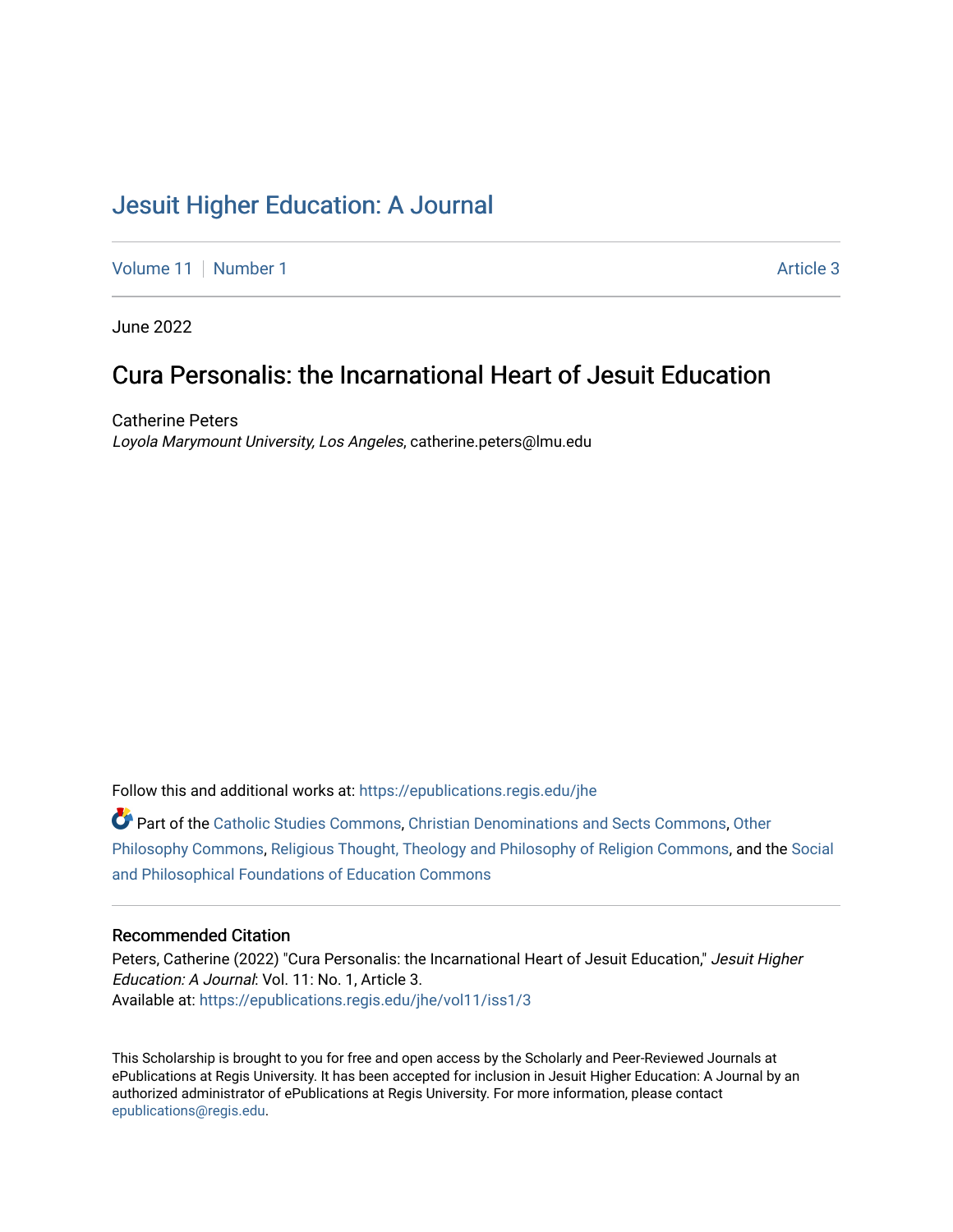# Jesuit Higher Education: A Journal

Volume 11 | Number 1 | Article 3

June 2022

## Cura Personalis: the Incarnational Heart of Jesuit Education

Catherine Peters
*Loyola Marymount University, Los Angeles*, catherine.peters@lmu.edu

Follow this and additional works at: https://epublications.regis.edu/jhe

Part of the Catholic Studies Commons, Christian Denominations and Sects Commons, Other Philosophy Commons, Religious Thought, Theology and Philosophy of Religion Commons, and the Social and Philosophical Foundations of Education Commons

### Recommended Citation

Peters, Catherine (2022) "Cura Personalis: the Incarnational Heart of Jesuit Education," *Jesuit Higher Education: A Journal*: Vol. 11: No. 1, Article 3.
Available at: https://epublications.regis.edu/jhe/vol11/iss1/3

This Scholarship is brought to you for free and open access by the Scholarly and Peer-Reviewed Journals at ePublications at Regis University. It has been accepted for inclusion in Jesuit Higher Education: A Journal by an authorized administrator of ePublications at Regis University. For more information, please contact epublications@regis.edu.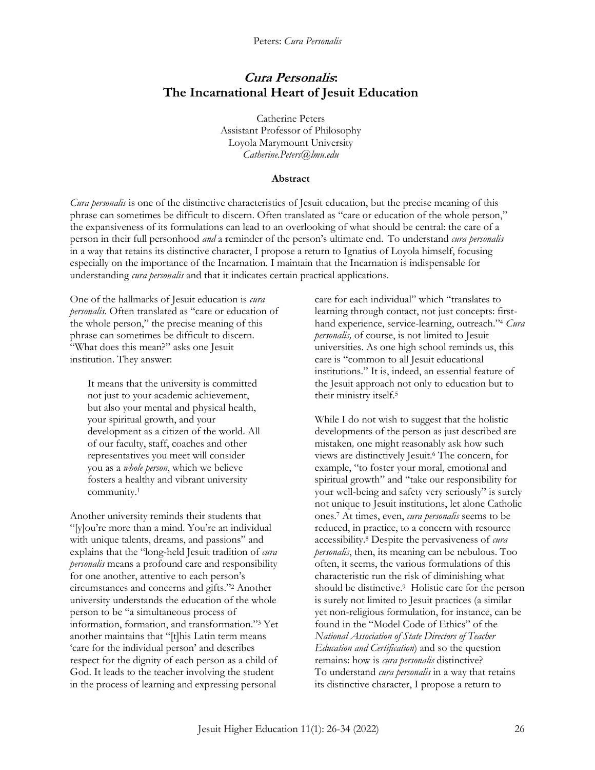# *Cura Personalis*: The Incarnational Heart of Jesuit Education

Catherine Peters
Assistant Professor of Philosophy
Loyola Marymount University
*Catherine.Peters@lmu.edu*

**Abstract**

*Cura personalis* is one of the distinctive characteristics of Jesuit education, but the precise meaning of this phrase can sometimes be difficult to discern. Often translated as "care or education of the whole person," the expansiveness of its formulations can lead to an overlooking of what should be central: the care of a person in their full personhood *and* a reminder of the person's ultimate end. To understand *cura personalis* in a way that retains its distinctive character, I propose a return to Ignatius of Loyola himself, focusing especially on the importance of the Incarnation. I maintain that the Incarnation is indispensable for understanding *cura personalis* and that it indicates certain practical applications.

One of the hallmarks of Jesuit education is *cura personalis*. Often translated as "care or education of the whole person," the precise meaning of this phrase can sometimes be difficult to discern. "What does this mean?" asks one Jesuit institution. They answer:

> It means that the university is committed not just to your academic achievement, but also your mental and physical health, your spiritual growth, and your development as a citizen of the world. All of our faculty, staff, coaches and other representatives you meet will consider you as a *whole person*, which we believe fosters a healthy and vibrant university community.[1]

Another university reminds their students that "[y]ou're more than a mind. You're an individual with unique talents, dreams, and passions" and explains that the "long-held Jesuit tradition of *cura personalis* means a profound care and responsibility for one another, attentive to each person's circumstances and concerns and gifts."[2] Another university understands the education of the whole person to be "a simultaneous process of information, formation, and transformation."[3] Yet another maintains that "[t]his Latin term means 'care for the individual person' and describes respect for the dignity of each person as a child of God. It leads to the teacher involving the student in the process of learning and expressing personal care for each individual" which "translates to learning through contact, not just concepts: first-hand experience, service-learning, outreach."[4] *Cura personalis,* of course, is not limited to Jesuit universities. As one high school reminds us, this care is "common to all Jesuit educational institutions." It is, indeed, an essential feature of the Jesuit approach not only to education but to their ministry itself.[5]

While I do not wish to suggest that the holistic developments of the person as just described are mistaken*,* one might reasonably ask how such views are distinctively Jesuit.[6] The concern, for example, "to foster your moral, emotional and spiritual growth" and "take our responsibility for your well-being and safety very seriously" is surely not unique to Jesuit institutions, let alone Catholic ones.[7] At times, even, *cura personalis* seems to be reduced, in practice, to a concern with resource accessibility.[8] Despite the pervasiveness of *cura personalis*, then, its meaning can be nebulous. Too often, it seems, the various formulations of this characteristic run the risk of diminishing what should be distinctive.[9] Holistic care for the person is surely not limited to Jesuit practices (a similar yet non-religious formulation, for instance, can be found in the "Model Code of Ethics" of the *National Association of State Directors of Teacher Education and Certification*) and so the question remains: how is *cura personalis* distinctive?
To understand *cura personalis* in a way that retains its distinctive character, I propose a return to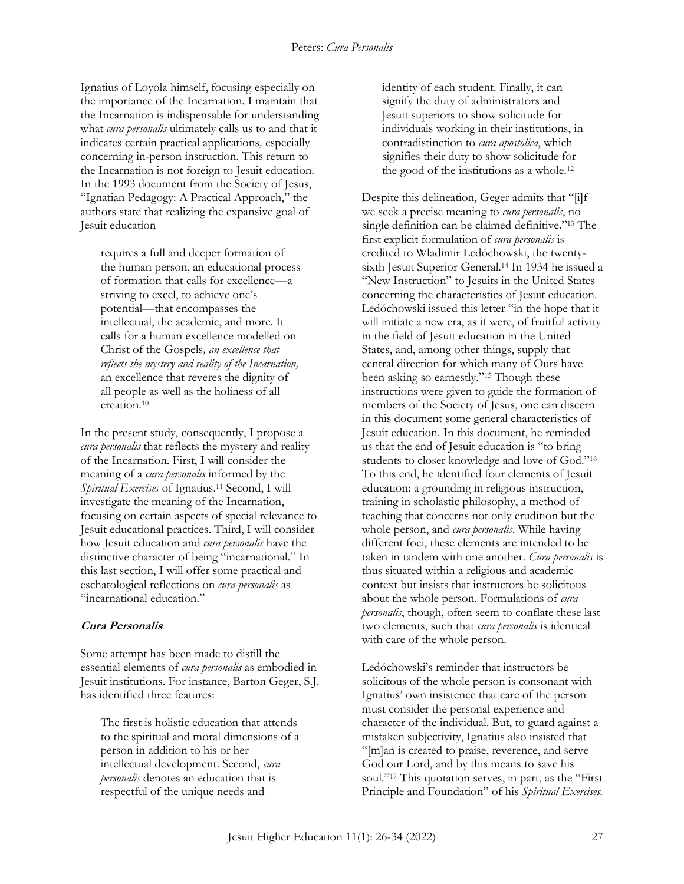Ignatius of Loyola himself, focusing especially on the importance of the Incarnation. I maintain that the Incarnation is indispensable for understanding what *cura personalis* ultimately calls us to and that it indicates certain practical applications, especially concerning in-person instruction. This return to the Incarnation is not foreign to Jesuit education. In the 1993 document from the Society of Jesus, "Ignatian Pedagogy: A Practical Approach," the authors state that realizing the expansive goal of Jesuit education

> requires a full and deeper formation of the human person, an educational process of formation that calls for excellence—a striving to excel, to achieve one's potential—that encompasses the intellectual, the academic, and more. It calls for a human excellence modelled on Christ of the Gospels, *an excellence that reflects the mystery and reality of the Incarnation,* an excellence that reveres the dignity of all people as well as the holiness of all creation.[10]

In the present study, consequently, I propose a *cura personalis* that reflects the mystery and reality of the Incarnation. First, I will consider the meaning of a *cura personalis* informed by the *Spiritual Exercises* of Ignatius.[11] Second, I will investigate the meaning of the Incarnation, focusing on certain aspects of special relevance to Jesuit educational practices. Third, I will consider how Jesuit education and *cura personalis* have the distinctive character of being "incarnational." In this last section, I will offer some practical and eschatological reflections on *cura personalis* as "incarnational education."

## Cura Personalis

Some attempt has been made to distill the essential elements of *cura personalis* as embodied in Jesuit institutions. For instance, Barton Geger, S.J. has identified three features:

> The first is holistic education that attends to the spiritual and moral dimensions of a person in addition to his or her intellectual development. Second, *cura personalis* denotes an education that is respectful of the unique needs and identity of each student. Finally, it can signify the duty of administrators and Jesuit superiors to show solicitude for individuals working in their institutions, in contradistinction to *cura apostolica*, which signifies their duty to show solicitude for the good of the institutions as a whole.[12]

Despite this delineation, Geger admits that "[i]f we seek a precise meaning to *cura personalis*, no single definition can be claimed definitive."[13] The first explicit formulation of *cura personalis* is credited to Wladimir Ledóchowski, the twenty-sixth Jesuit Superior General.[14] In 1934 he issued a "New Instruction" to Jesuits in the United States concerning the characteristics of Jesuit education. Ledóchowski issued this letter "in the hope that it will initiate a new era, as it were, of fruitful activity in the field of Jesuit education in the United States, and, among other things, supply that central direction for which many of Ours have been asking so earnestly."[15] Though these instructions were given to guide the formation of members of the Society of Jesus, one can discern in this document some general characteristics of Jesuit education. In this document, he reminded us that the end of Jesuit education is "to bring students to closer knowledge and love of God."[16] To this end, he identified four elements of Jesuit education: a grounding in religious instruction, training in scholastic philosophy, a method of teaching that concerns not only erudition but the whole person, and *cura personalis*. While having different foci, these elements are intended to be taken in tandem with one another. *Cura personalis* is thus situated within a religious and academic context but insists that instructors be solicitous about the whole person. Formulations of *cura personalis*, though, often seem to conflate these last two elements, such that *cura personalis* is identical with care of the whole person.

Ledóchowski's reminder that instructors be solicitous of the whole person is consonant with Ignatius' own insistence that care of the person must consider the personal experience and character of the individual. But, to guard against a mistaken subjectivity, Ignatius also insisted that "[m]an is created to praise, reverence, and serve God our Lord, and by this means to save his soul."[17] This quotation serves, in part, as the "First Principle and Foundation" of his *Spiritual Exercises*.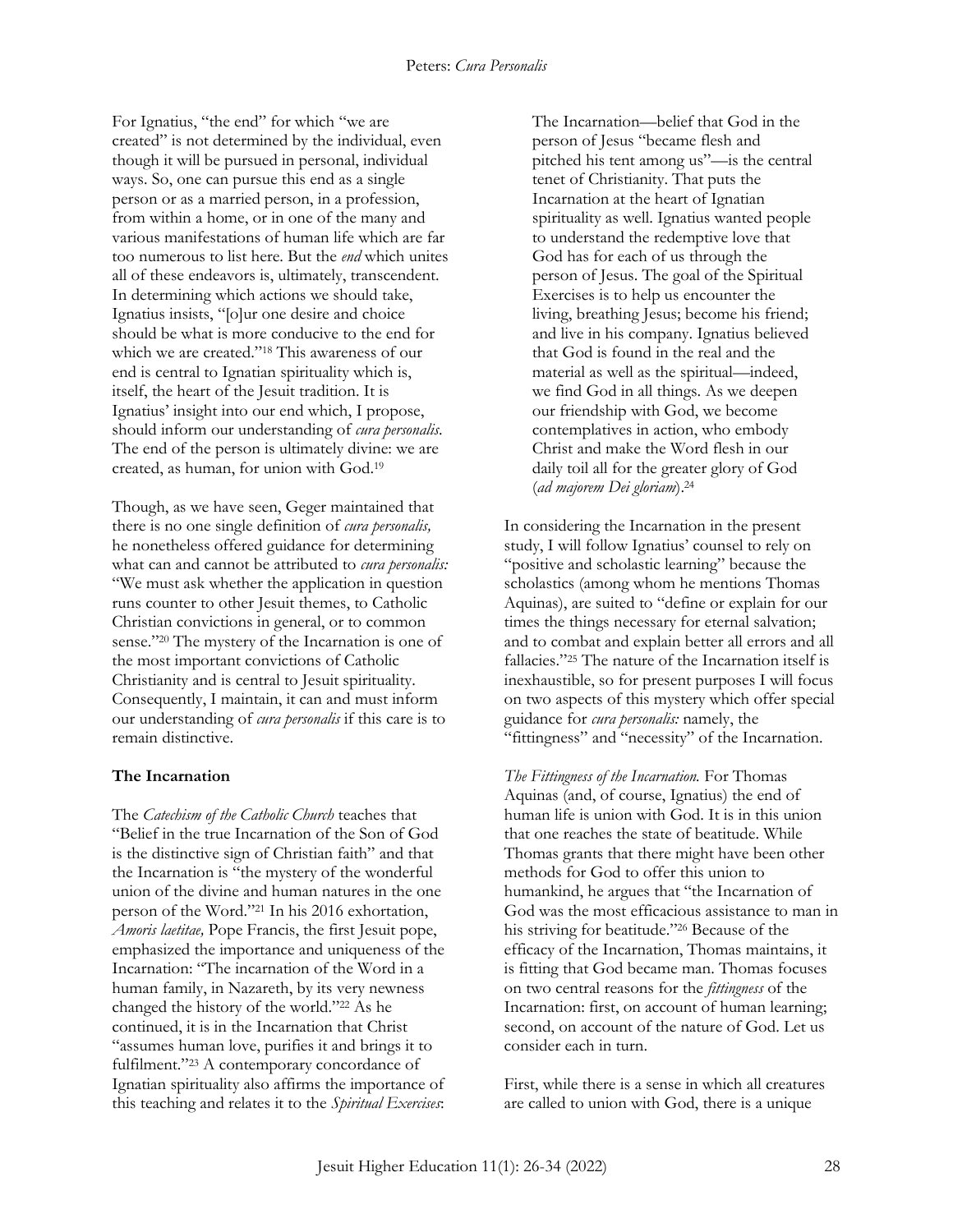For Ignatius, "the end" for which "we are created" is not determined by the individual, even though it will be pursued in personal, individual ways. So, one can pursue this end as a single person or as a married person, in a profession, from within a home, or in one of the many and various manifestations of human life which are far too numerous to list here. But the *end* which unites all of these endeavors is, ultimately, transcendent. In determining which actions we should take, Ignatius insists, "[o]ur one desire and choice should be what is more conducive to the end for which we are created."[18] This awareness of our end is central to Ignatian spirituality which is, itself, the heart of the Jesuit tradition. It is Ignatius' insight into our end which, I propose, should inform our understanding of *cura personalis*. The end of the person is ultimately divine: we are created, as human, for union with God.[19]

Though, as we have seen, Geger maintained that there is no one single definition of *cura personalis,* he nonetheless offered guidance for determining what can and cannot be attributed to *cura personalis:* "We must ask whether the application in question runs counter to other Jesuit themes, to Catholic Christian convictions in general, or to common sense."[20] The mystery of the Incarnation is one of the most important convictions of Catholic Christianity and is central to Jesuit spirituality. Consequently, I maintain, it can and must inform our understanding of *cura personalis* if this care is to remain distinctive.

## The Incarnation

The *Catechism of the Catholic Church* teaches that "Belief in the true Incarnation of the Son of God is the distinctive sign of Christian faith" and that the Incarnation is "the mystery of the wonderful union of the divine and human natures in the one person of the Word."[21] In his 2016 exhortation, *Amoris laetitae,* Pope Francis, the first Jesuit pope, emphasized the importance and uniqueness of the Incarnation: "The incarnation of the Word in a human family, in Nazareth, by its very newness changed the history of the world."[22] As he continued, it is in the Incarnation that Christ "assumes human love, purifies it and brings it to fulfilment."[23] A contemporary concordance of Ignatian spirituality also affirms the importance of this teaching and relates it to the *Spiritual Exercises*:

> The Incarnation—belief that God in the person of Jesus "became flesh and pitched his tent among us"—is the central tenet of Christianity. That puts the Incarnation at the heart of Ignatian spirituality as well. Ignatius wanted people to understand the redemptive love that God has for each of us through the person of Jesus. The goal of the Spiritual Exercises is to help us encounter the living, breathing Jesus; become his friend; and live in his company. Ignatius believed that God is found in the real and the material as well as the spiritual—indeed, we find God in all things. As we deepen our friendship with God, we become contemplatives in action, who embody Christ and make the Word flesh in our daily toil all for the greater glory of God (*ad majorem Dei gloriam*).[24]

In considering the Incarnation in the present study, I will follow Ignatius' counsel to rely on "positive and scholastic learning" because the scholastics (among whom he mentions Thomas Aquinas), are suited to "define or explain for our times the things necessary for eternal salvation; and to combat and explain better all errors and all fallacies."[25] The nature of the Incarnation itself is inexhaustible, so for present purposes I will focus on two aspects of this mystery which offer special guidance for *cura personalis:* namely, the "fittingness" and "necessity" of the Incarnation.

*The Fittingness of the Incarnation.* For Thomas Aquinas (and, of course, Ignatius) the end of human life is union with God. It is in this union that one reaches the state of beatitude. While Thomas grants that there might have been other methods for God to offer this union to humankind, he argues that "the Incarnation of God was the most efficacious assistance to man in his striving for beatitude."[26] Because of the efficacy of the Incarnation, Thomas maintains, it is fitting that God became man. Thomas focuses on two central reasons for the *fittingness* of the Incarnation: first, on account of human learning; second, on account of the nature of God. Let us consider each in turn.

First, while there is a sense in which all creatures are called to union with God, there is a unique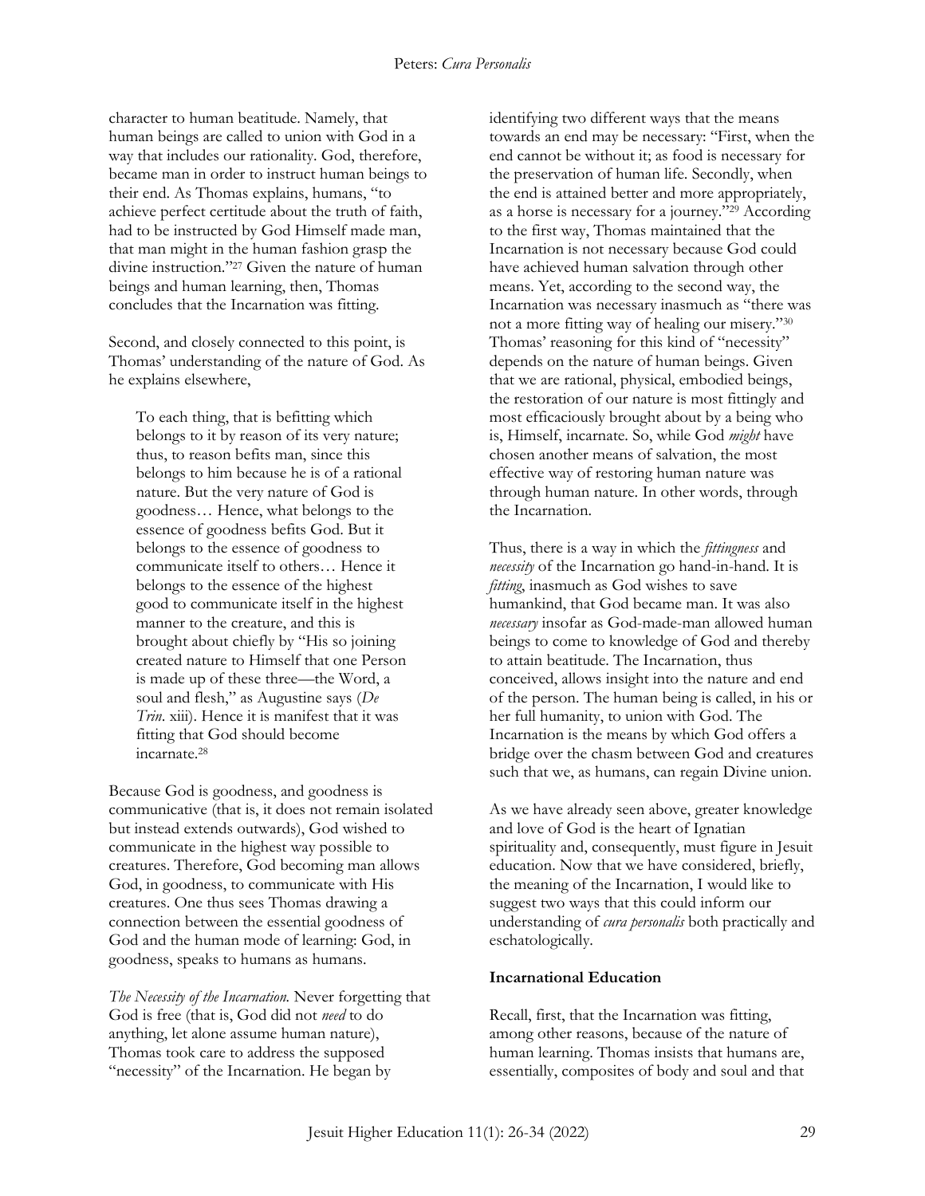character to human beatitude. Namely, that human beings are called to union with God in a way that includes our rationality. God, therefore, became man in order to instruct human beings to their end. As Thomas explains, humans, "to achieve perfect certitude about the truth of faith, had to be instructed by God Himself made man, that man might in the human fashion grasp the divine instruction."[27] Given the nature of human beings and human learning, then, Thomas concludes that the Incarnation was fitting.

Second, and closely connected to this point, is Thomas' understanding of the nature of God. As he explains elsewhere,

> To each thing, that is befitting which belongs to it by reason of its very nature; thus, to reason befits man, since this belongs to him because he is of a rational nature. But the very nature of God is goodness… Hence, what belongs to the essence of goodness befits God. But it belongs to the essence of goodness to communicate itself to others… Hence it belongs to the essence of the highest good to communicate itself in the highest manner to the creature, and this is brought about chiefly by "His so joining created nature to Himself that one Person is made up of these three—the Word, a soul and flesh," as Augustine says (*De Trin*. xiii). Hence it is manifest that it was fitting that God should become incarnate.[28]

Because God is goodness, and goodness is communicative (that is, it does not remain isolated but instead extends outwards), God wished to communicate in the highest way possible to creatures. Therefore, God becoming man allows God, in goodness, to communicate with His creatures. One thus sees Thomas drawing a connection between the essential goodness of God and the human mode of learning: God, in goodness, speaks to humans as humans.

*The Necessity of the Incarnation.* Never forgetting that God is free (that is, God did not *need* to do anything, let alone assume human nature), Thomas took care to address the supposed "necessity" of the Incarnation. He began by identifying two different ways that the means towards an end may be necessary: "First, when the end cannot be without it; as food is necessary for the preservation of human life. Secondly, when the end is attained better and more appropriately, as a horse is necessary for a journey."[29] According to the first way, Thomas maintained that the Incarnation is not necessary because God could have achieved human salvation through other means. Yet, according to the second way, the Incarnation was necessary inasmuch as "there was not a more fitting way of healing our misery."[30] Thomas' reasoning for this kind of "necessity" depends on the nature of human beings. Given that we are rational, physical, embodied beings, the restoration of our nature is most fittingly and most efficaciously brought about by a being who is, Himself, incarnate. So, while God *might* have chosen another means of salvation, the most effective way of restoring human nature was through human nature. In other words, through the Incarnation.

Thus, there is a way in which the *fittingness* and *necessity* of the Incarnation go hand-in-hand. It is *fitting*, inasmuch as God wishes to save humankind, that God became man. It was also *necessary* insofar as God-made-man allowed human beings to come to knowledge of God and thereby to attain beatitude. The Incarnation, thus conceived, allows insight into the nature and end of the person. The human being is called, in his or her full humanity, to union with God. The Incarnation is the means by which God offers a bridge over the chasm between God and creatures such that we, as humans, can regain Divine union.

As we have already seen above, greater knowledge and love of God is the heart of Ignatian spirituality and, consequently, must figure in Jesuit education. Now that we have considered, briefly, the meaning of the Incarnation, I would like to suggest two ways that this could inform our understanding of *cura personalis* both practically and eschatologically.

**Incarnational Education**

Recall, first, that the Incarnation was fitting, among other reasons, because of the nature of human learning. Thomas insists that humans are, essentially, composites of body and soul and that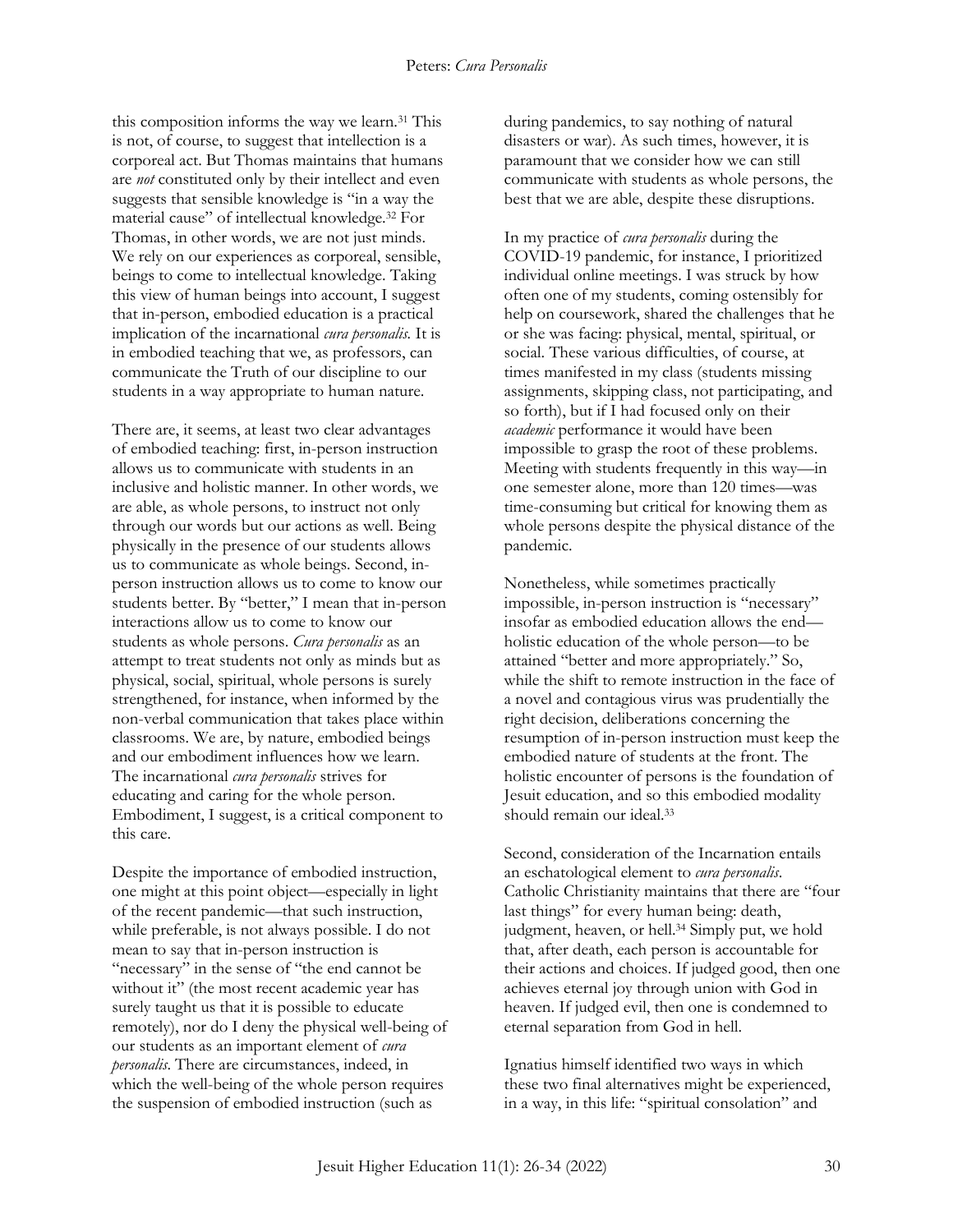this composition informs the way we learn.[31] This is not, of course, to suggest that intellection is a corporeal act. But Thomas maintains that humans are *not* constituted only by their intellect and even suggests that sensible knowledge is "in a way the material cause" of intellectual knowledge.[32] For Thomas, in other words, we are not just minds. We rely on our experiences as corporeal, sensible, beings to come to intellectual knowledge. Taking this view of human beings into account, I suggest that in-person, embodied education is a practical implication of the incarnational *cura personalis.* It is in embodied teaching that we, as professors, can communicate the Truth of our discipline to our students in a way appropriate to human nature.

There are, it seems, at least two clear advantages of embodied teaching: first, in-person instruction allows us to communicate with students in an inclusive and holistic manner. In other words, we are able, as whole persons, to instruct not only through our words but our actions as well. Being physically in the presence of our students allows us to communicate as whole beings. Second, in-person instruction allows us to come to know our students better. By "better," I mean that in-person interactions allow us to come to know our students as whole persons. *Cura personalis* as an attempt to treat students not only as minds but as physical, social, spiritual, whole persons is surely strengthened, for instance, when informed by the non-verbal communication that takes place within classrooms. We are, by nature, embodied beings and our embodiment influences how we learn. The incarnational *cura personalis* strives for educating and caring for the whole person. Embodiment, I suggest, is a critical component to this care.

Despite the importance of embodied instruction, one might at this point object—especially in light of the recent pandemic—that such instruction, while preferable, is not always possible. I do not mean to say that in-person instruction is "necessary" in the sense of "the end cannot be without it" (the most recent academic year has surely taught us that it is possible to educate remotely), nor do I deny the physical well-being of our students as an important element of *cura personalis*. There are circumstances, indeed, in which the well-being of the whole person requires the suspension of embodied instruction (such as during pandemics, to say nothing of natural disasters or war). As such times, however, it is paramount that we consider how we can still communicate with students as whole persons, the best that we are able, despite these disruptions.

In my practice of *cura personalis* during the COVID-19 pandemic, for instance, I prioritized individual online meetings. I was struck by how often one of my students, coming ostensibly for help on coursework, shared the challenges that he or she was facing: physical, mental, spiritual, or social. These various difficulties, of course, at times manifested in my class (students missing assignments, skipping class, not participating, and so forth), but if I had focused only on their *academic* performance it would have been impossible to grasp the root of these problems. Meeting with students frequently in this way—in one semester alone, more than 120 times—was time-consuming but critical for knowing them as whole persons despite the physical distance of the pandemic.

Nonetheless, while sometimes practically impossible, in-person instruction is "necessary" insofar as embodied education allows the end—holistic education of the whole person—to be attained "better and more appropriately." So, while the shift to remote instruction in the face of a novel and contagious virus was prudentially the right decision, deliberations concerning the resumption of in-person instruction must keep the embodied nature of students at the front. The holistic encounter of persons is the foundation of Jesuit education, and so this embodied modality should remain our ideal.[33]

Second, consideration of the Incarnation entails an eschatological element to *cura personalis*. Catholic Christianity maintains that there are "four last things" for every human being: death, judgment, heaven, or hell.[34] Simply put, we hold that, after death, each person is accountable for their actions and choices. If judged good, then one achieves eternal joy through union with God in heaven. If judged evil, then one is condemned to eternal separation from God in hell.

Ignatius himself identified two ways in which these two final alternatives might be experienced, in a way, in this life: "spiritual consolation" and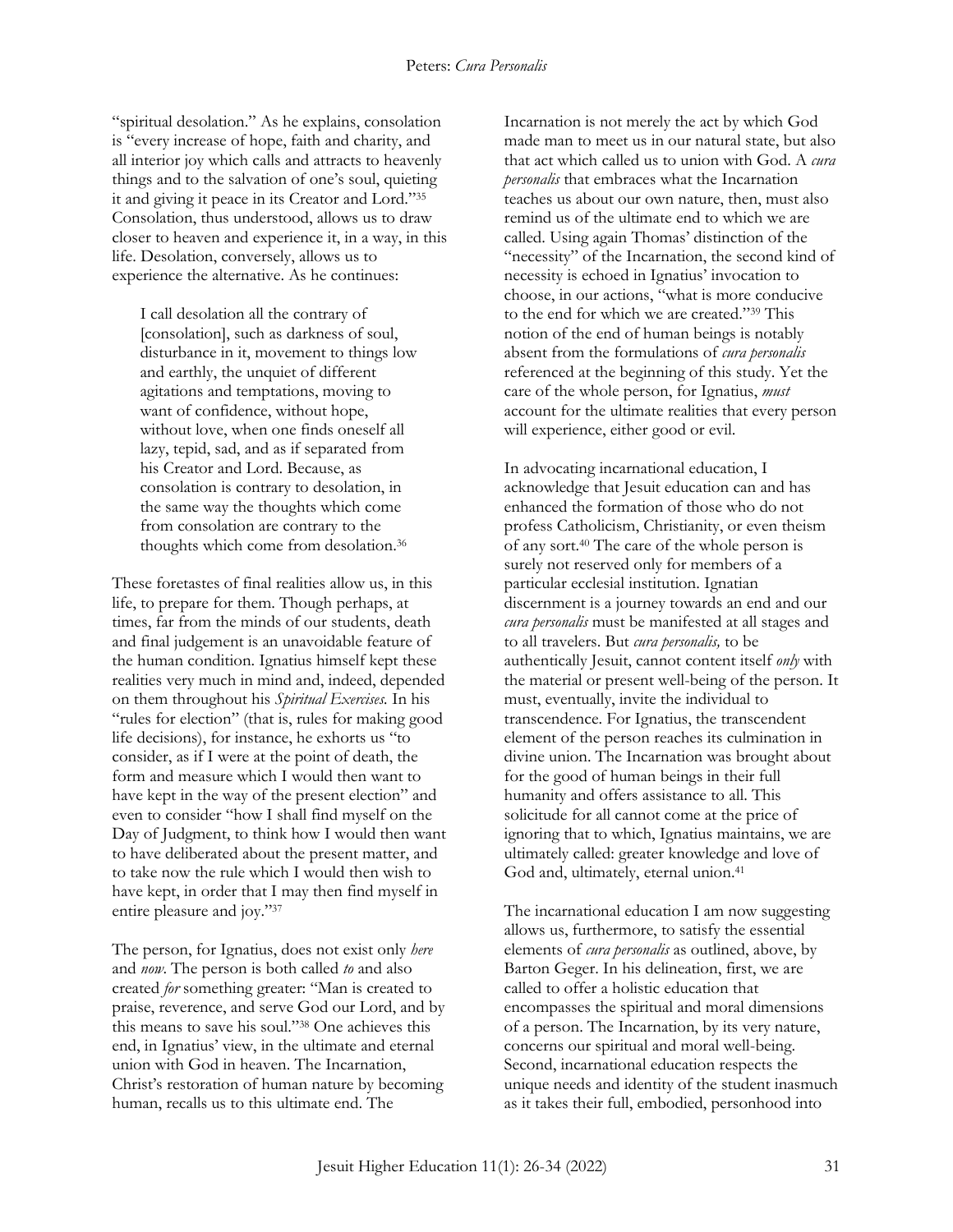"spiritual desolation." As he explains, consolation is "every increase of hope, faith and charity, and all interior joy which calls and attracts to heavenly things and to the salvation of one's soul, quieting it and giving it peace in its Creator and Lord."[35] Consolation, thus understood, allows us to draw closer to heaven and experience it, in a way, in this life. Desolation, conversely, allows us to experience the alternative. As he continues:

> I call desolation all the contrary of [consolation], such as darkness of soul, disturbance in it, movement to things low and earthly, the unquiet of different agitations and temptations, moving to want of confidence, without hope, without love, when one finds oneself all lazy, tepid, sad, and as if separated from his Creator and Lord. Because, as consolation is contrary to desolation, in the same way the thoughts which come from consolation are contrary to the thoughts which come from desolation.[36]

These foretastes of final realities allow us, in this life, to prepare for them. Though perhaps, at times, far from the minds of our students, death and final judgement is an unavoidable feature of the human condition. Ignatius himself kept these realities very much in mind and, indeed, depended on them throughout his *Spiritual Exercises*. In his "rules for election" (that is, rules for making good life decisions), for instance, he exhorts us "to consider, as if I were at the point of death, the form and measure which I would then want to have kept in the way of the present election" and even to consider "how I shall find myself on the Day of Judgment, to think how I would then want to have deliberated about the present matter, and to take now the rule which I would then wish to have kept, in order that I may then find myself in entire pleasure and joy."[37]

The person, for Ignatius, does not exist only *here* and *now*. The person is both called *to* and also created *for* something greater: "Man is created to praise, reverence, and serve God our Lord, and by this means to save his soul."[38] One achieves this end, in Ignatius' view, in the ultimate and eternal union with God in heaven. The Incarnation, Christ's restoration of human nature by becoming human, recalls us to this ultimate end. The Incarnation is not merely the act by which God made man to meet us in our natural state, but also that act which called us to union with God. A *cura personalis* that embraces what the Incarnation teaches us about our own nature, then, must also remind us of the ultimate end to which we are called. Using again Thomas' distinction of the "necessity" of the Incarnation, the second kind of necessity is echoed in Ignatius' invocation to choose, in our actions, "what is more conducive to the end for which we are created."[39] This notion of the end of human beings is notably absent from the formulations of *cura personalis* referenced at the beginning of this study. Yet the care of the whole person, for Ignatius, *must* account for the ultimate realities that every person will experience, either good or evil.

In advocating incarnational education, I acknowledge that Jesuit education can and has enhanced the formation of those who do not profess Catholicism, Christianity, or even theism of any sort.[40] The care of the whole person is surely not reserved only for members of a particular ecclesial institution. Ignatian discernment is a journey towards an end and our *cura personalis* must be manifested at all stages and to all travelers. But *cura personalis,* to be authentically Jesuit, cannot content itself *only* with the material or present well-being of the person. It must, eventually, invite the individual to transcendence. For Ignatius, the transcendent element of the person reaches its culmination in divine union. The Incarnation was brought about for the good of human beings in their full humanity and offers assistance to all. This solicitude for all cannot come at the price of ignoring that to which, Ignatius maintains, we are ultimately called: greater knowledge and love of God and, ultimately, eternal union.[41]

The incarnational education I am now suggesting allows us, furthermore, to satisfy the essential elements of *cura personalis* as outlined, above, by Barton Geger. In his delineation, first, we are called to offer a holistic education that encompasses the spiritual and moral dimensions of a person. The Incarnation, by its very nature, concerns our spiritual and moral well-being. Second, incarnational education respects the unique needs and identity of the student inasmuch as it takes their full, embodied, personhood into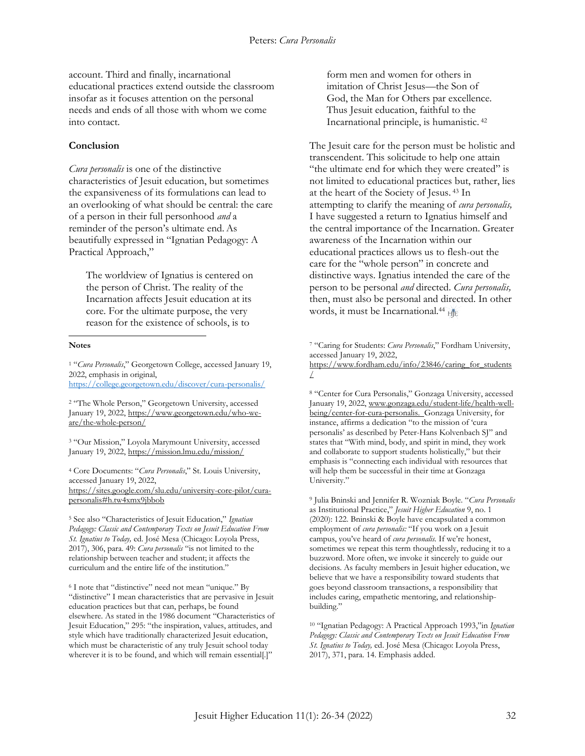account. Third and finally, incarnational educational practices extend outside the classroom insofar as it focuses attention on the personal needs and ends of all those with whom we come into contact.

**Conclusion**

*Cura personalis* is one of the distinctive characteristics of Jesuit education, but sometimes the expansiveness of its formulations can lead to an overlooking of what should be central: the care of a person in their full personhood *and* a reminder of the person's ultimate end. As beautifully expressed in "Ignatian Pedagogy: A Practical Approach,"

> The worldview of Ignatius is centered on the person of Christ. The reality of the Incarnation affects Jesuit education at its core. For the ultimate purpose, the very reason for the existence of schools, is to form men and women for others in imitation of Christ Jesus—the Son of God, the Man for Others par excellence. Thus Jesuit education, faithful to the Incarnational principle, is humanistic. [42]

The Jesuit care for the person must be holistic and transcendent. This solicitude to help one attain "the ultimate end for which they were created" is not limited to educational practices but, rather, lies at the heart of the Society of Jesus. [43] In attempting to clarify the meaning of *cura personalis,* I have suggested a return to Ignatius himself and the central importance of the Incarnation. Greater awareness of the Incarnation within our educational practices allows us to flesh-out the care for the "whole person" in concrete and distinctive ways. Ignatius intended the care of the person to be personal *and* directed. *Cura personalis,* then, must also be personal and directed. In other words, it must be Incarnational.[44]

**Notes**

[1] "*Cura Personalis*," Georgetown College, accessed January 19, 2022, emphasis in original, https://college.georgetown.edu/discover/cura-personalis/

[2] "The Whole Person," Georgetown University, accessed January 19, 2022, https://www.georgetown.edu/who-we-are/the-whole-person/

[3] "Our Mission," Loyola Marymount University, accessed January 19, 2022, https://mission.lmu.edu/mission/

[4] Core Documents: "*Cura Personalis*," St. Louis University, accessed January 19, 2022, https://sites.google.com/slu.edu/university-core-pilot/cura-personalis#h.tw4xmx9jbbob

[5] See also "Characteristics of Jesuit Education," *Ignatian Pedagogy: Classic and Contemporary Texts on Jesuit Education From St. Ignatius to Today,* ed. José Mesa (Chicago: Loyola Press, 2017), 306, para. 49: *Cura personalis* "is not limited to the relationship between teacher and student; it affects the curriculum and the entire life of the institution."

[6] I note that "distinctive" need not mean "unique." By "distinctive" I mean characteristics that are pervasive in Jesuit education practices but that can, perhaps, be found elsewhere. As stated in the 1986 document "Characteristics of Jesuit Education," 295: "the inspiration, values, attitudes, and style which have traditionally characterized Jesuit education, which must be characteristic of any truly Jesuit school today wherever it is to be found, and which will remain essential[.]"

[7] "Caring for Students: *Cura Personalis*," Fordham University, accessed January 19, 2022, https://www.fordham.edu/info/23846/caring_for_students/

[8] "Center for Cura Personalis," Gonzaga University, accessed January 19, 2022, www.gonzaga.edu/student-life/health-well-being/center-for-cura-personalis. Gonzaga University, for instance, affirms a dedication "to the mission of 'cura personalis' as described by Peter-Hans Kolvenbach SJ" and states that "With mind, body, and spirit in mind, they work and collaborate to support students holistically," but their emphasis is "connecting each individual with resources that will help them be successful in their time at Gonzaga University."

[9] Julia Bninski and Jennifer R. Wozniak Boyle. "*Cura Personalis* as Institutional Practice," *Jesuit Higher Education* 9, no. 1 (2020): 122. Bninski & Boyle have encapsulated a common employment of *cura personalis:* "If you work on a Jesuit campus, you've heard of *cura personalis.* If we're honest, sometimes we repeat this term thoughtlessly, reducing it to a buzzword. More often, we invoke it sincerely to guide our decisions. As faculty members in Jesuit higher education, we believe that we have a responsibility toward students that goes beyond classroom transactions, a responsibility that includes caring, empathetic mentoring, and relationship-building."

[10] "Ignatian Pedagogy: A Practical Approach 1993,"in *Ignatian Pedagogy: Classic and Contemporary Texts on Jesuit Education From St. Ignatius to Today,* ed. José Mesa (Chicago: Loyola Press, 2017), 371, para. 14. Emphasis added.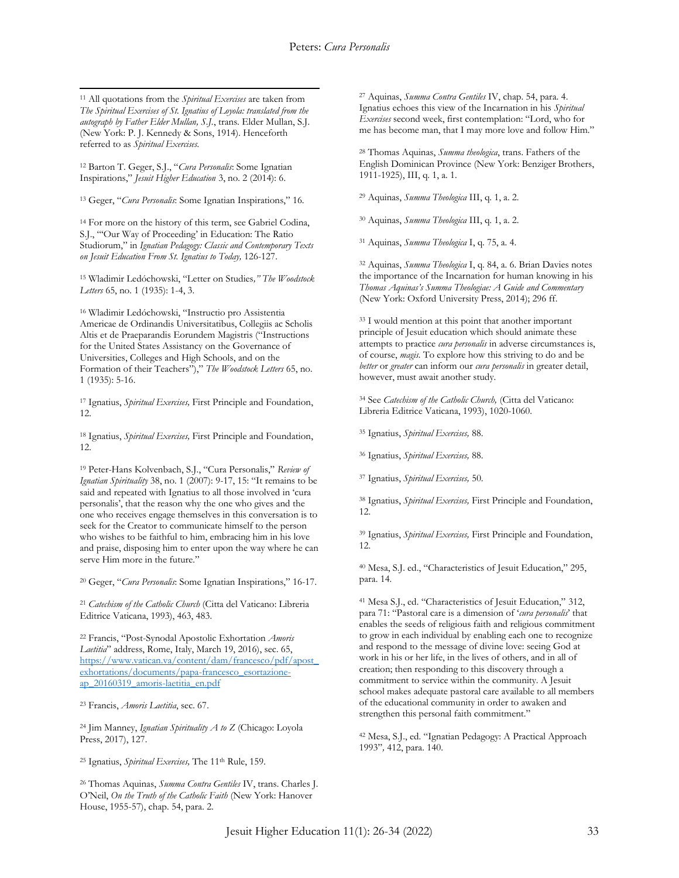[11] All quotations from the *Spiritual Exercises* are taken from *The Spiritual Exercises of St. Ignatius of Loyola: translated from the autograph by Father Elder Mullan, S.J.*, trans. Elder Mullan, S.J. (New York: P. J. Kennedy & Sons, 1914). Henceforth referred to as *Spiritual Exercises*.

[12] Barton T. Geger, S.J., "*Cura Personalis*: Some Ignatian Inspirations," *Jesuit Higher Education* 3, no. 2 (2014): 6.

[13] Geger, "*Cura Personalis*: Some Ignatian Inspirations," 16.

[14] For more on the history of this term, see Gabriel Codina, S.J., "'Our Way of Proceeding' in Education: The Ratio Studiorum," in *Ignatian Pedagogy: Classic and Contemporary Texts on Jesuit Education From St. Ignatius to Today,* 126-127.

[15] Wladimir Ledóchowski, "Letter on Studies*," The Woodstock Letters* 65, no. 1 (1935): 1-4, 3.

[16] Wladimir Ledóchowski, "Instructio pro Assistentia Americae de Ordinandis Universitatibus, Collegiis ac Scholis Altis et de Praeparandis Eorundem Magistris ("Instructions for the United States Assistancy on the Governance of Universities, Colleges and High Schools, and on the Formation of their Teachers")," *The Woodstock Letters* 65, no. 1 (1935): 5-16.

[17] Ignatius, *Spiritual Exercises,* First Principle and Foundation, 12.

[18] Ignatius, *Spiritual Exercises,* First Principle and Foundation, 12.

[19] Peter-Hans Kolvenbach, S.J., "Cura Personalis," *Review of Ignatian Spirituality* 38, no. 1 (2007): 9-17, 15: "It remains to be said and repeated with Ignatius to all those involved in 'cura personalis', that the reason why the one who gives and the one who receives engage themselves in this conversation is to seek for the Creator to communicate himself to the person who wishes to be faithful to him, embracing him in his love and praise, disposing him to enter upon the way where he can serve Him more in the future."

[20] Geger, "*Cura Personalis*: Some Ignatian Inspirations," 16-17.

[21] *Catechism of the Catholic Church* (Citta del Vaticano: Libreria Editrice Vaticana, 1993), 463, 483.

[22] Francis, "Post-Synodal Apostolic Exhortation *Amoris Laetitia*" address, Rome, Italy, March 19, 2016), sec. 65, https://www.vatican.va/content/dam/francesco/pdf/apost_exhortations/documents/papa-francesco_esortazione-ap_20160319_amoris-laetitia_en.pdf

[23] Francis, *Amoris Laetitia*, sec. 67.

[24] Jim Manney, *Ignatian Spirituality A to Z* (Chicago: Loyola Press, 2017), 127.

[25] Ignatius, *Spiritual Exercises,* The 11th Rule, 159.

[26] Thomas Aquinas, *Summa Contra Gentiles* IV, trans. Charles J. O'Neil, *On the Truth of the Catholic Faith* (New York: Hanover House, 1955-57), chap. 54, para. 2.

[27] Aquinas, *Summa Contra Gentiles* IV, chap. 54, para. 4. Ignatius echoes this view of the Incarnation in his *Spiritual Exercises* second week, first contemplation: "Lord, who for me has become man, that I may more love and follow Him."

[28] Thomas Aquinas, *Summa theologica*, trans. Fathers of the English Dominican Province (New York: Benziger Brothers, 1911-1925), III, q. 1, a. 1.

[29] Aquinas, *Summa Theologica* III, q. 1, a. 2.

[30] Aquinas, *Summa Theologica* III, q. 1, a. 2.

[31] Aquinas, *Summa Theologica* I, q. 75, a. 4.

[32] Aquinas, *Summa Theologica* I, q. 84, a. 6. Brian Davies notes the importance of the Incarnation for human knowing in his *Thomas Aquinas's Summa Theologiae: A Guide and Commentary* (New York: Oxford University Press, 2014); 296 ff.

[33] I would mention at this point that another important principle of Jesuit education which should animate these attempts to practice *cura personalis* in adverse circumstances is, of course, *magis*. To explore how this striving to do and be *better* or *greater* can inform our *cura personalis* in greater detail, however, must await another study.

[34] See *Catechism of the Catholic Church,* (Citta del Vaticano: Libreria Editrice Vaticana, 1993), 1020-1060.

[35] Ignatius, *Spiritual Exercises,* 88.

[36] Ignatius, *Spiritual Exercises,* 88.

[37] Ignatius, *Spiritual Exercises,* 50.

[38] Ignatius, *Spiritual Exercises,* First Principle and Foundation, 12.

[39] Ignatius, *Spiritual Exercises,* First Principle and Foundation, 12.

[40] Mesa, S.J. ed., "Characteristics of Jesuit Education," 295, para. 14.

[41] Mesa S.J., ed. "Characteristics of Jesuit Education," 312, para 71: "Pastoral care is a dimension of '*cura personalis*' that enables the seeds of religious faith and religious commitment to grow in each individual by enabling each one to recognize and respond to the message of divine love: seeing God at work in his or her life, in the lives of others, and in all of creation; then responding to this discovery through a commitment to service within the community. A Jesuit school makes adequate pastoral care available to all members of the educational community in order to awaken and strengthen this personal faith commitment."

[42] Mesa, S.J., ed. "Ignatian Pedagogy: A Practical Approach 1993"*,* 412, para. 140.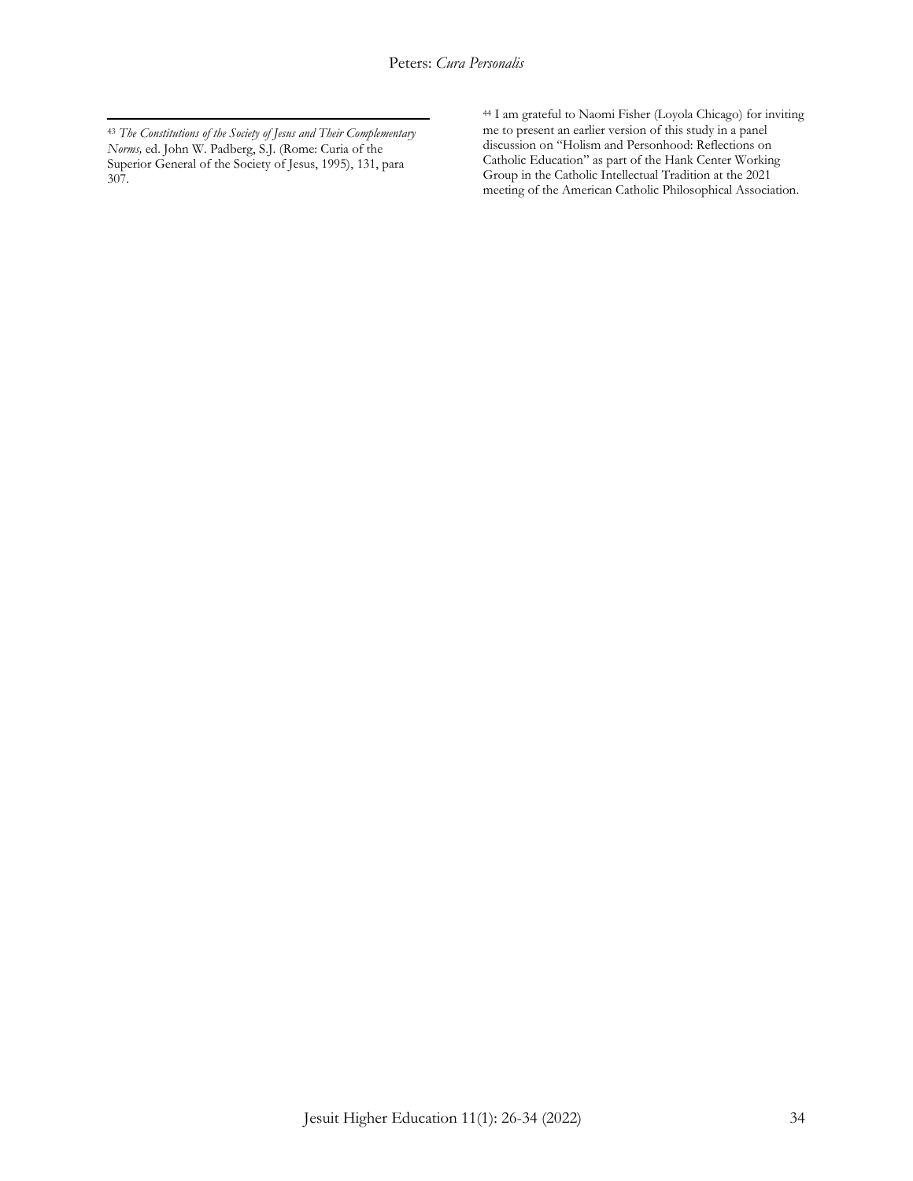[43] *The Constitutions of the Society of Jesus and Their Complementary Norms,* ed. John W. Padberg, S.J. (Rome: Curia of the Superior General of the Society of Jesus, 1995), 131, para 307.

[44] I am grateful to Naomi Fisher (Loyola Chicago) for inviting me to present an earlier version of this study in a panel discussion on "Holism and Personhood: Reflections on Catholic Education" as part of the Hank Center Working Group in the Catholic Intellectual Tradition at the 2021 meeting of the American Catholic Philosophical Association.